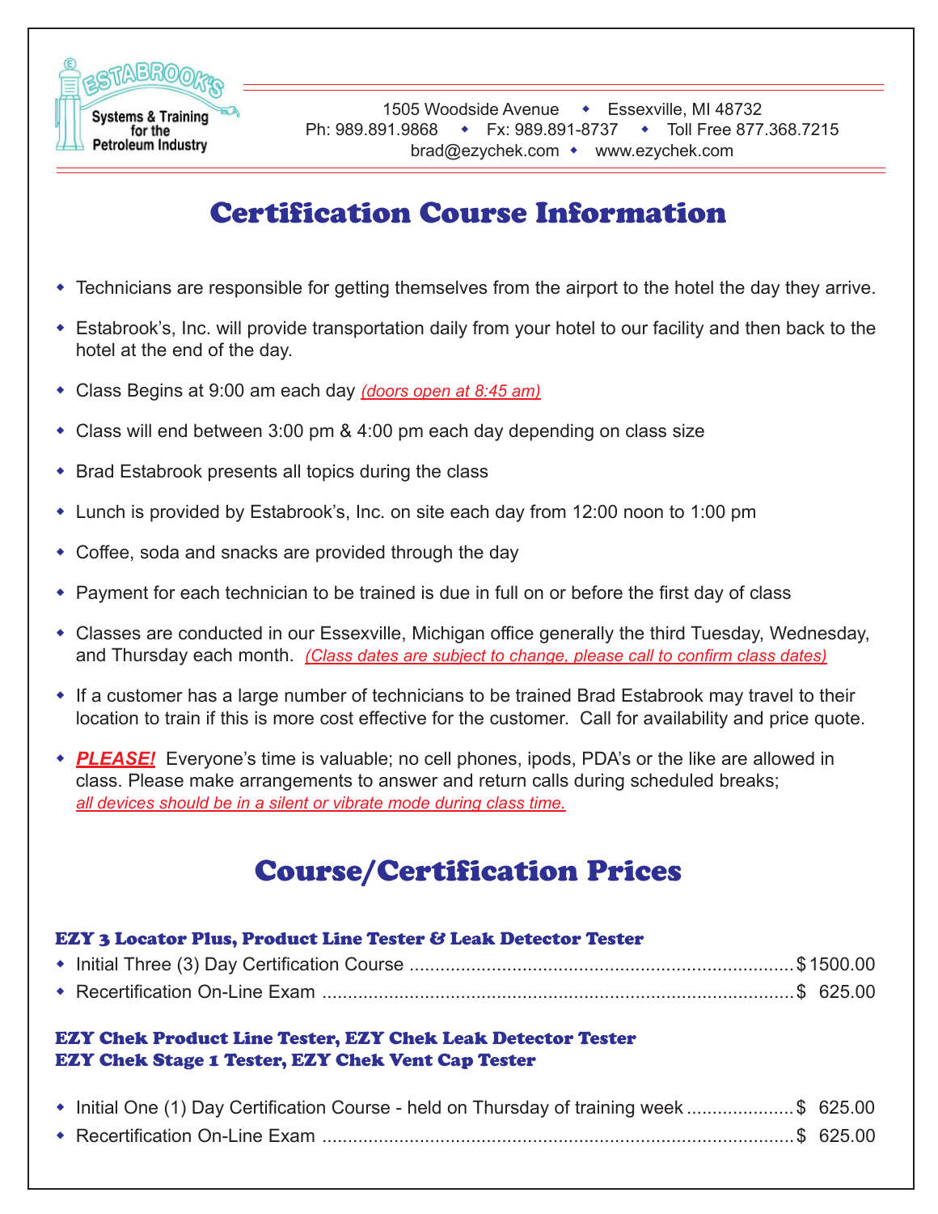ESTABROOK'S
Systems & Training for the Petroleum Industry

1505 Woodside Avenue ◆ Essexville, MI 48732
Ph: 989.891.9868 ◆ Fx: 989.891-8737 ◆ Toll Free 877.368.7215
brad@ezychek.com ◆ www.ezychek.com

# Certification Course Information

- Technicians are responsible for getting themselves from the airport to the hotel the day they arrive.
- Estabrook's, Inc. will provide transportation daily from your hotel to our facility and then back to the hotel at the end of the day.
- Class Begins at 9:00 am each day *(doors open at 8:45 am)*
- Class will end between 3:00 pm & 4:00 pm each day depending on class size
- Brad Estabrook presents all topics during the class
- Lunch is provided by Estabrook's, Inc. on site each day from 12:00 noon to 1:00 pm
- Coffee, soda and snacks are provided through the day
- Payment for each technician to be trained is due in full on or before the first day of class
- Classes are conducted in our Essexville, Michigan office generally the third Tuesday, Wednesday, and Thursday each month. *(Class dates are subject to change, please call to confirm class dates)*
- If a customer has a large number of technicians to be trained Brad Estabrook may travel to their location to train if this is more cost effective for the customer. Call for availability and price quote.
- ***PLEASE!*** Everyone's time is valuable; no cell phones, ipods, PDA's or the like are allowed in class. Please make arrangements to answer and return calls during scheduled breaks; *all devices should be in a silent or vibrate mode during class time.*

# Course/Certification Prices

### EZY 3 Locator Plus, Product Line Tester & Leak Detector Tester

- Initial Three (3) Day Certification Course .......... $1500.00
- Recertification On-Line Exam .......... $ 625.00

### EZY Chek Product Line Tester, EZY Chek Leak Detector Tester
### EZY Chek Stage 1 Tester, EZY Chek Vent Cap Tester

- Initial One (1) Day Certification Course - held on Thursday of training week .......... $ 625.00
- Recertification On-Line Exam .......... $ 625.00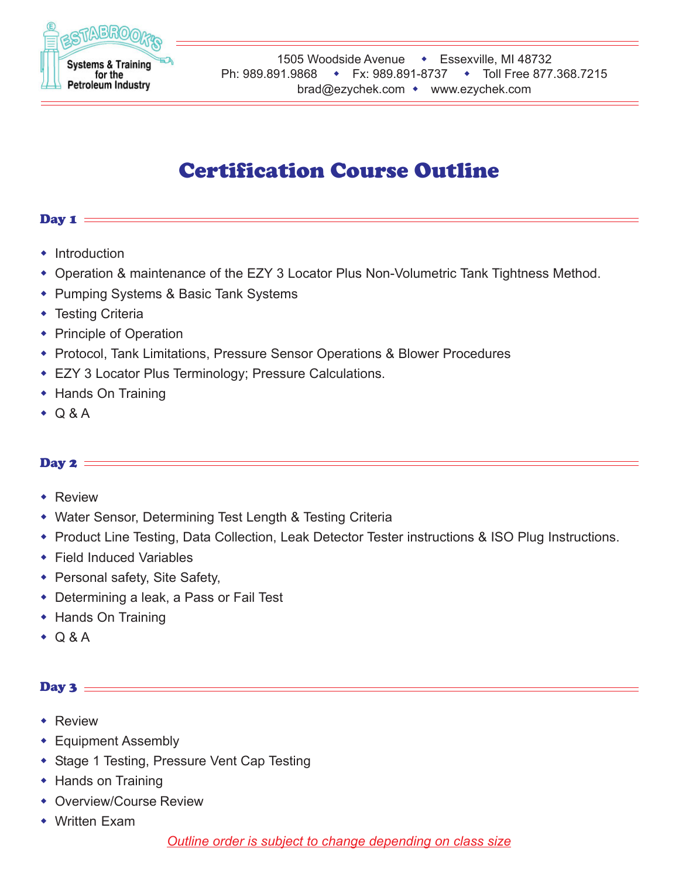Estabrook's Systems & Training for the Petroleum Industry

1505 Woodside Avenue ◆ Essexville, MI 48732
Ph: 989.891.9868 ◆ Fx: 989.891-8737 ◆ Toll Free 877.368.7215
brad@ezychek.com ◆ www.ezychek.com

# Certification Course Outline

## Day 1

- Introduction
- Operation & maintenance of the EZY 3 Locator Plus Non-Volumetric Tank Tightness Method.
- Pumping Systems & Basic Tank Systems
- Testing Criteria
- Principle of Operation
- Protocol, Tank Limitations, Pressure Sensor Operations & Blower Procedures
- EZY 3 Locator Plus Terminology; Pressure Calculations.
- Hands On Training
- Q & A

## Day 2

- Review
- Water Sensor, Determining Test Length & Testing Criteria
- Product Line Testing, Data Collection, Leak Detector Tester instructions & ISO Plug Instructions.
- Field Induced Variables
- Personal safety, Site Safety,
- Determining a leak, a Pass or Fail Test
- Hands On Training
- Q & A

## Day 3

- Review
- Equipment Assembly
- Stage 1 Testing, Pressure Vent Cap Testing
- Hands on Training
- Overview/Course Review
- Written Exam

*Outline order is subject to change depending on class size*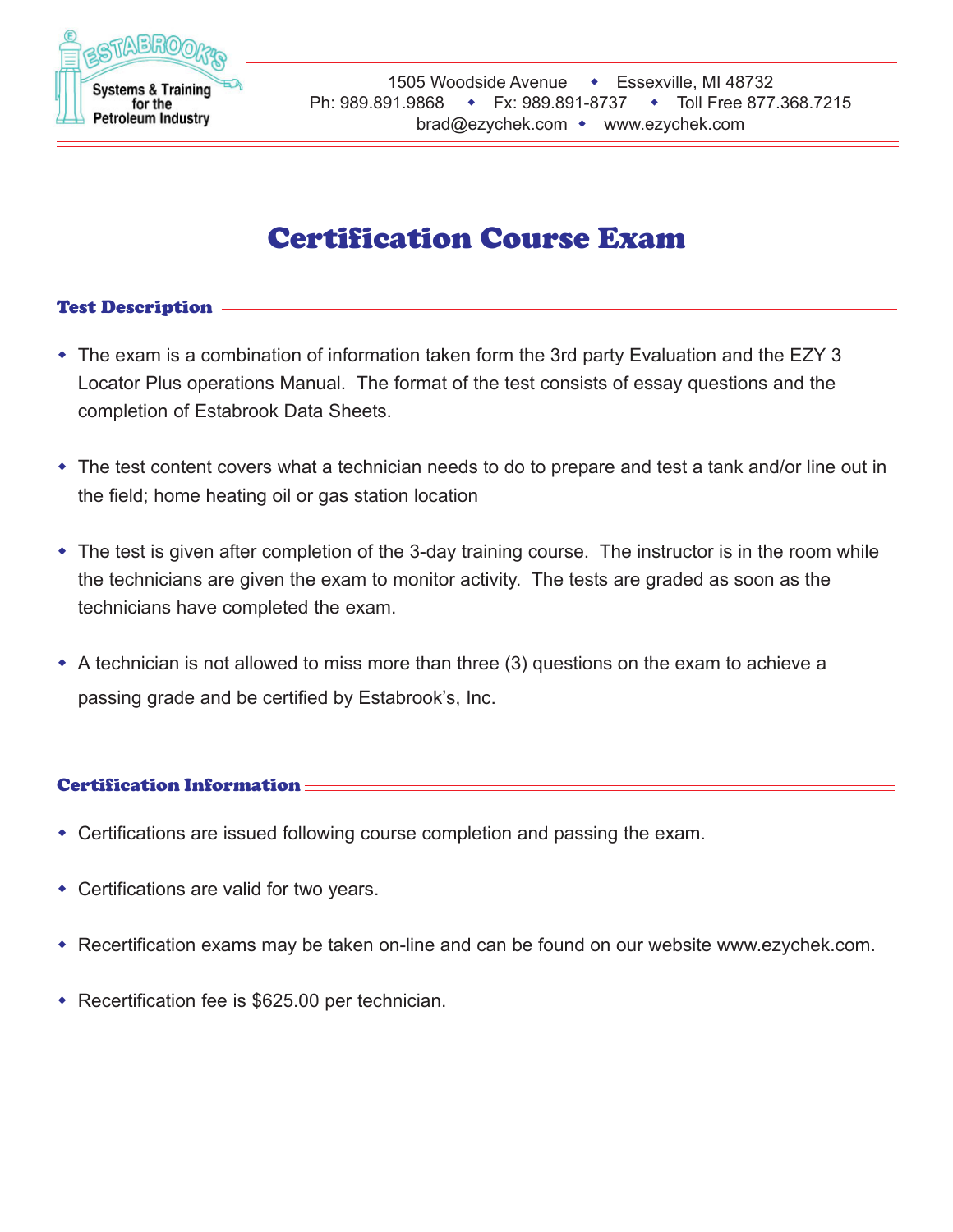Estabrook's Systems & Training for the Petroleum Industry

1505 Woodside Avenue • Essexville, MI 48732
Ph: 989.891.9868 • Fx: 989.891-8737 • Toll Free 877.368.7215
brad@ezychek.com • www.ezychek.com

# Certification Course Exam

## Test Description

- The exam is a combination of information taken form the 3rd party Evaluation and the EZY 3 Locator Plus operations Manual. The format of the test consists of essay questions and the completion of Estabrook Data Sheets.
- The test content covers what a technician needs to do to prepare and test a tank and/or line out in the field; home heating oil or gas station location
- The test is given after completion of the 3-day training course. The instructor is in the room while the technicians are given the exam to monitor activity. The tests are graded as soon as the technicians have completed the exam.
- A technician is not allowed to miss more than three (3) questions on the exam to achieve a passing grade and be certified by Estabrook's, Inc.

## Certification Information

- Certifications are issued following course completion and passing the exam.
- Certifications are valid for two years.
- Recertification exams may be taken on-line and can be found on our website www.ezychek.com.
- Recertification fee is $625.00 per technician.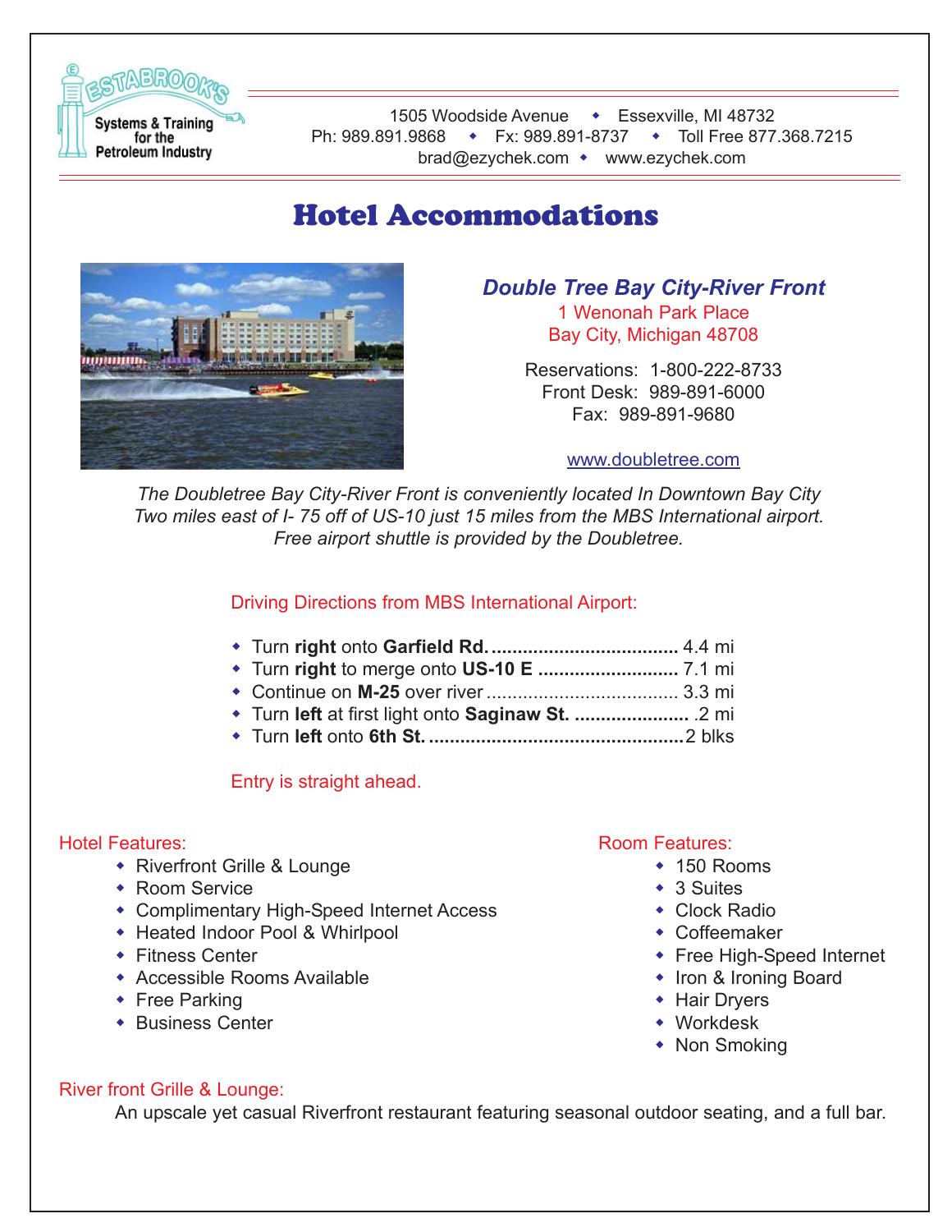ESTABROOK'S Systems & Training for the Petroleum Industry

1505 Woodside Avenue ◆ Essexville, MI 48732
Ph: 989.891.9868 ◆ Fx: 989.891-8737 ◆ Toll Free 877.368.7215
brad@ezychek.com ◆ www.ezychek.com

# Hotel Accommodations

## *Double Tree Bay City-River Front*

1 Wenonah Park Place
Bay City, Michigan 48708

Reservations: 1-800-222-8733
Front Desk: 989-891-6000
Fax: 989-891-9680

www.doubletree.com

*The Doubletree Bay City-River Front is conveniently located In Downtown Bay City Two miles east of I- 75 off of US-10 just 15 miles from the MBS International airport. Free airport shuttle is provided by the Doubletree.*

### Driving Directions from MBS International Airport:

- Turn **right** onto **Garfield Rd.** .................................... 4.4 mi
- Turn **right** to merge onto **US-10 E** .......................... 7.1 mi
- Continue on **M-25** over river ..................................... 3.3 mi
- Turn **left** at first light onto **Saginaw St.** ...................... .2 mi
- Turn **left** onto **6th St.** ................................................2 blks

Entry is straight ahead.

### Hotel Features:

- Riverfront Grille & Lounge
- Room Service
- Complimentary High-Speed Internet Access
- Heated Indoor Pool & Whirlpool
- Fitness Center
- Accessible Rooms Available
- Free Parking
- Business Center

### Room Features:

- 150 Rooms
- 3 Suites
- Clock Radio
- Coffeemaker
- Free High-Speed Internet
- Iron & Ironing Board
- Hair Dryers
- Workdesk
- Non Smoking

### River front Grille & Lounge:

An upscale yet casual Riverfront restaurant featuring seasonal outdoor seating, and a full bar.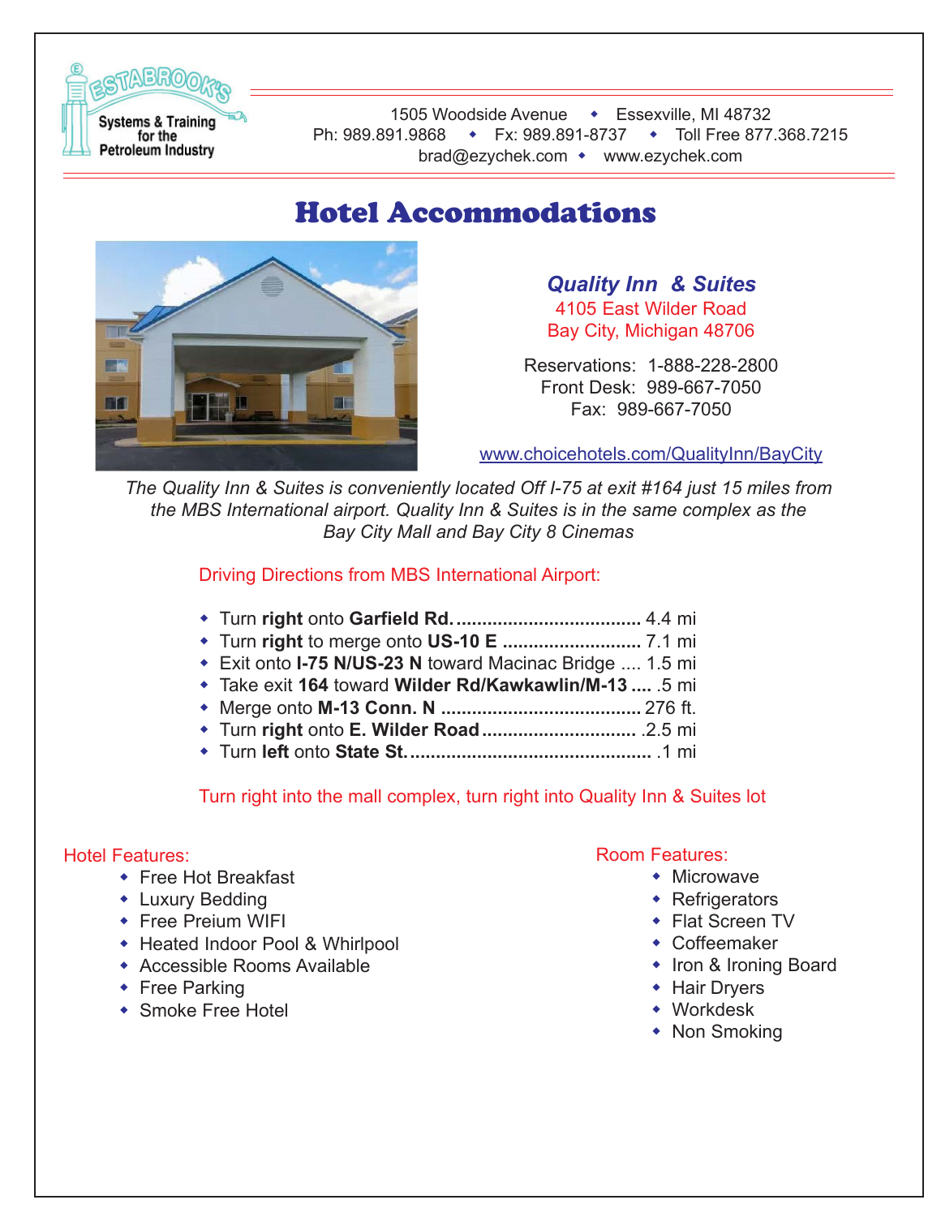ESTABROOK'S Systems & Training for the Petroleum Industry

1505 Woodside Avenue ◆ Essexville, MI 48732
Ph: 989.891.9868 ◆ Fx: 989.891-8737 ◆ Toll Free 877.368.7215
brad@ezychek.com ◆ www.ezychek.com

# Hotel Accommodations

***Quality Inn & Suites***
4105 East Wilder Road
Bay City, Michigan 48706

Reservations: 1-888-228-2800
Front Desk: 989-667-7050
Fax: 989-667-7050

www.choicehotels.com/QualityInn/BayCity

*The Quality Inn & Suites is conveniently located Off I-75 at exit #164 just 15 miles from the MBS International airport. Quality Inn & Suites is in the same complex as the Bay City Mall and Bay City 8 Cinemas*

Driving Directions from MBS International Airport:

- Turn **right** onto **Garfield Rd.** .................................... 4.4 mi
- Turn **right** to merge onto **US-10 E** .......................... 7.1 mi
- Exit onto **I-75 N/US-23 N** toward Macinac Bridge .... 1.5 mi
- Take exit **164** toward **Wilder Rd/Kawkawlin/M-13** .... .5 mi
- Merge onto **M-13 Conn. N** ...................................... 276 ft.
- Turn **right** onto **E. Wilder Road** .............................. .2.5 mi
- Turn **left** onto **State St.** ............................................... .1 mi

Turn right into the mall complex, turn right into Quality Inn & Suites lot

Hotel Features:

- Free Hot Breakfast
- Luxury Bedding
- Free Preium WIFI
- Heated Indoor Pool & Whirlpool
- Accessible Rooms Available
- Free Parking
- Smoke Free Hotel

Room Features:

- Microwave
- Refrigerators
- Flat Screen TV
- Coffeemaker
- Iron & Ironing Board
- Hair Dryers
- Workdesk
- Non Smoking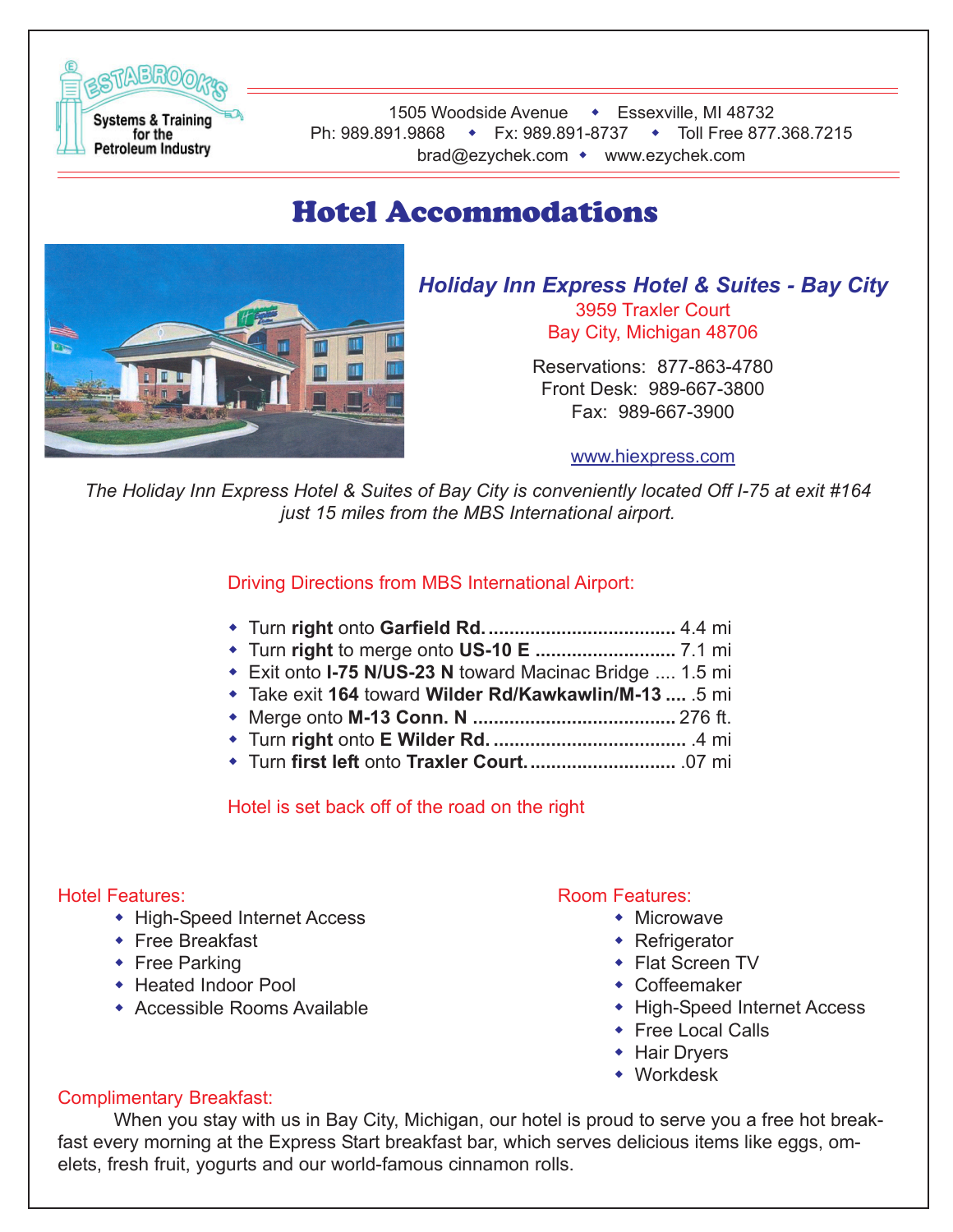1505 Woodside Avenue ◆ Essexville, MI 48732
Ph: 989.891.9868 ◆ Fx: 989.891-8737 ◆ Toll Free 877.368.7215
brad@ezychek.com ◆ www.ezychek.com

# Hotel Accommodations

### *Holiday Inn Express Hotel & Suites - Bay City*

3959 Traxler Court
Bay City, Michigan 48706

Reservations: 877-863-4780
Front Desk: 989-667-3800
Fax: 989-667-3900

www.hiexpress.com

*The Holiday Inn Express Hotel & Suites of Bay City is conveniently located Off I-75 at exit #164 just 15 miles from the MBS International airport.*

Driving Directions from MBS International Airport:

- Turn **right** onto **Garfield Rd.** .................................... 4.4 mi
- Turn **right** to merge onto **US-10 E** ........................... 7.1 mi
- Exit onto **I-75 N/US-23 N** toward Macinac Bridge .... 1.5 mi
- Take exit **164** toward **Wilder Rd/Kawkawlin/M-13** .... .5 mi
- Merge onto **M-13 Conn. N** ....................................... 276 ft.
- Turn **right** onto **E Wilder Rd.** .................................... .4 mi
- Turn **first left** onto **Traxler Court.** ........................... .07 mi

Hotel is set back off of the road on the right

Hotel Features:

- High-Speed Internet Access
- Free Breakfast
- Free Parking
- Heated Indoor Pool
- Accessible Rooms Available

Room Features:

- Microwave
- Refrigerator
- Flat Screen TV
- Coffeemaker
- High-Speed Internet Access
- Free Local Calls
- Hair Dryers
- Workdesk

Complimentary Breakfast:

When you stay with us in Bay City, Michigan, our hotel is proud to serve you a free hot breakfast every morning at the Express Start breakfast bar, which serves delicious items like eggs, omelets, fresh fruit, yogurts and our world-famous cinnamon rolls.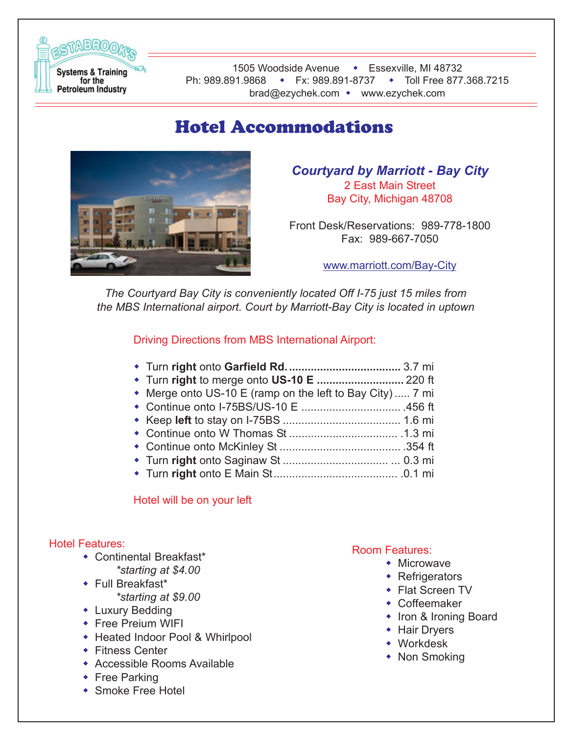ESTABROOK'S Systems & Training for the Petroleum Industry

1505 Woodside Avenue ◆ Essexville, MI 48732
Ph: 989.891.9868 ◆ Fx: 989.891-8737 ◆ Toll Free 877.368.7215
brad@ezychek.com ◆ www.ezychek.com

# Hotel Accommodations

## *Courtyard by Marriott - Bay City*

2 East Main Street
Bay City, Michigan 48708

Front Desk/Reservations: 989-778-1800
Fax: 989-667-7050

www.marriott.com/Bay-City

*The Courtyard Bay City is conveniently located Off I-75 just 15 miles from the MBS International airport. Court by Marriott-Bay City is located in uptown*

Driving Directions from MBS International Airport:

- Turn **right** onto **Garfield Rd.** .................................... 3.7 mi
- Turn **right** to merge onto **US-10 E** ............................ 220 ft
- Merge onto US-10 E (ramp on the left to Bay City) ..... 7 mi
- Continue onto I-75BS/US-10 E ................................ .456 ft
- Keep **left** to stay on I-75BS ..................................... 1.6 mi
- Continue onto W Thomas St .................................. .1.3 mi
- Continue onto McKinley St ...................................... .354 ft
- Turn **right** onto Saginaw St .................................. ... 0.3 mi
- Turn **right** onto E Main St........................................ .0.1 mi

Hotel will be on your left

Hotel Features:

- Continental Breakfast*
  *\*starting at $4.00*
- Full Breakfast*
  *\*starting at $9.00*
- Luxury Bedding
- Free Preium WIFI
- Heated Indoor Pool & Whirlpool
- Fitness Center
- Accessible Rooms Available
- Free Parking
- Smoke Free Hotel

Room Features:

- Microwave
- Refrigerators
- Flat Screen TV
- Coffeemaker
- Iron & Ironing Board
- Hair Dryers
- Workdesk
- Non Smoking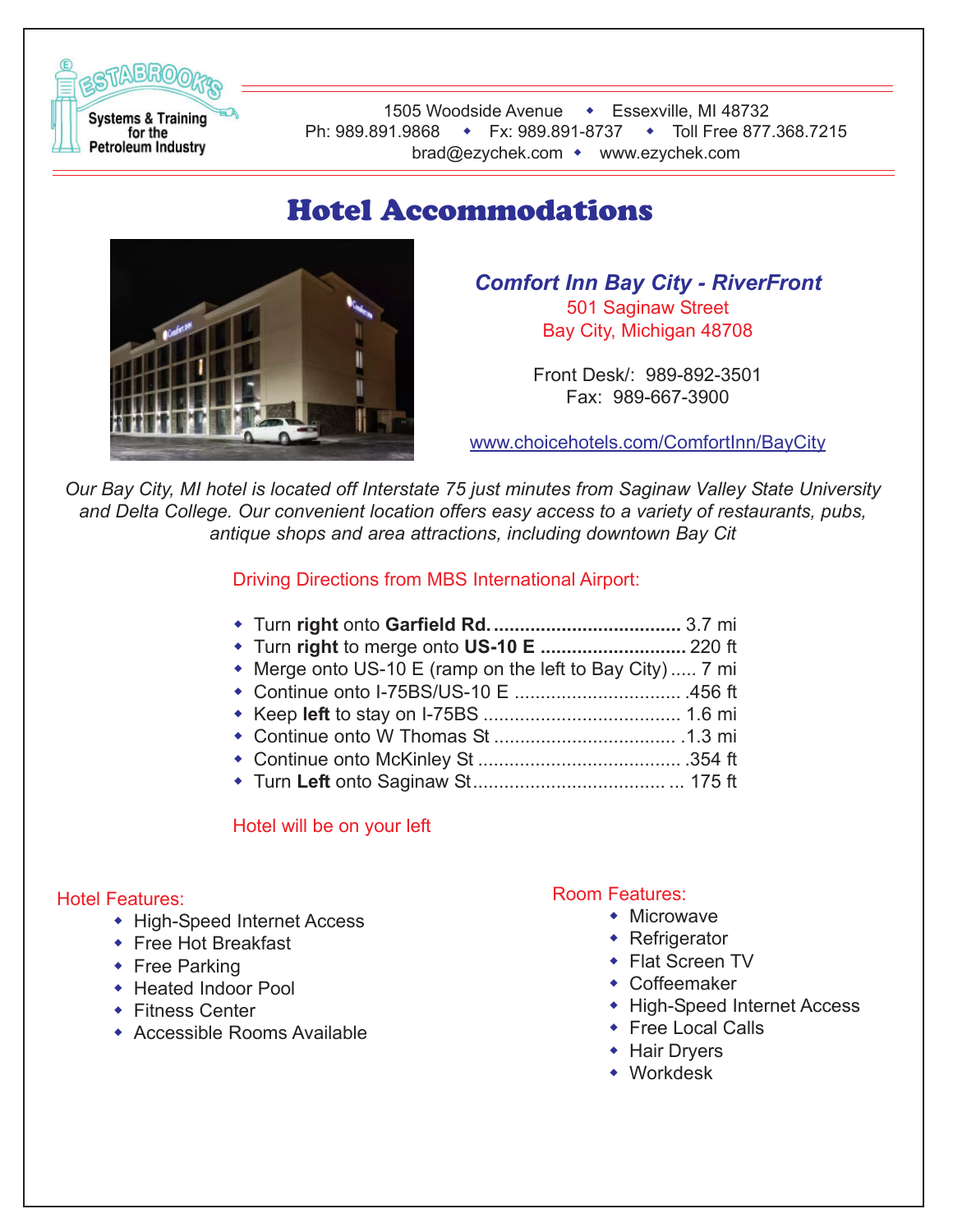**Systems & Training for the Petroleum Industry**

1505 Woodside Avenue ◆ Essexville, MI 48732
Ph: 989.891.9868 ◆ Fx: 989.891-8737 ◆ Toll Free 877.368.7215
brad@ezychek.com ◆ www.ezychek.com

# Hotel Accommodations

### *Comfort Inn Bay City - RiverFront*

501 Saginaw Street
Bay City, Michigan 48708

Front Desk/: 989-892-3501
Fax: 989-667-3900

www.choicehotels.com/ComfortInn/BayCity

*Our Bay City, MI hotel is located off Interstate 75 just minutes from Saginaw Valley State University and Delta College. Our convenient location offers easy access to a variety of restaurants, pubs, antique shops and area attractions, including downtown Bay Cit*

Driving Directions from MBS International Airport:

- Turn **right** onto **Garfield Rd.** ..................................... 3.7 mi
- Turn **right** to merge onto **US-10 E** ............................ 220 ft
- Merge onto US-10 E (ramp on the left to Bay City) ..... 7 mi
- Continue onto I-75BS/US-10 E ................................ .456 ft
- Keep **left** to stay on I-75BS ...................................... 1.6 mi
- Continue onto W Thomas St ................................... .1.3 mi
- Continue onto McKinley St ....................................... .354 ft
- Turn **Left** onto Saginaw St..................................... ... 175 ft

Hotel will be on your left

Hotel Features:

- High-Speed Internet Access
- Free Hot Breakfast
- Free Parking
- Heated Indoor Pool
- Fitness Center
- Accessible Rooms Available

Room Features:

- Microwave
- Refrigerator
- Flat Screen TV
- Coffeemaker
- High-Speed Internet Access
- Free Local Calls
- Hair Dryers
- Workdesk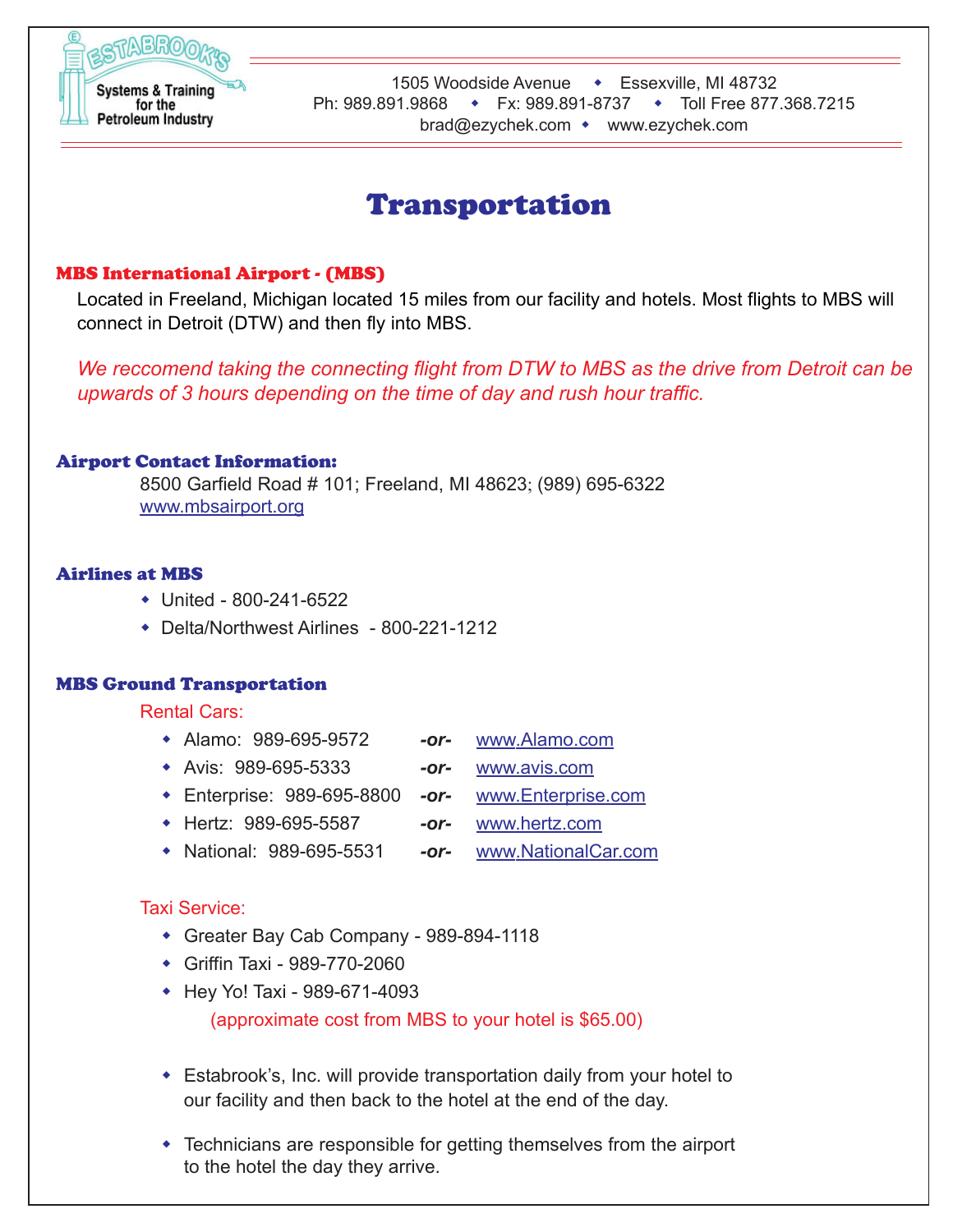Estabrook's Systems & Training for the Petroleum Industry

1505 Woodside Avenue ◆ Essexville, MI 48732
Ph: 989.891.9868 ◆ Fx: 989.891-8737 ◆ Toll Free 877.368.7215
brad@ezychek.com ◆ www.ezychek.com

# Transportation

## MBS International Airport - (MBS)

Located in Freeland, Michigan located 15 miles from our facility and hotels. Most flights to MBS will connect in Detroit (DTW) and then fly into MBS.

*We reccomend taking the connecting flight from DTW to MBS as the drive from Detroit can be upwards of 3 hours depending on the time of day and rush hour traffic.*

## Airport Contact Information:

8500 Garfield Road # 101; Freeland, MI 48623; (989) 695-6322
www.mbsairport.org

## Airlines at MBS

- United - 800-241-6522
- Delta/Northwest Airlines - 800-221-1212

## MBS Ground Transportation

Rental Cars:

- Alamo: 989-695-9572 *-or-* www.Alamo.com
- Avis: 989-695-5333 *-or-* www.avis.com
- Enterprise: 989-695-8800 *-or-* www.Enterprise.com
- Hertz: 989-695-5587 *-or-* www.hertz.com
- National: 989-695-5531 *-or-* www.NationalCar.com

Taxi Service:

- Greater Bay Cab Company - 989-894-1118
- Griffin Taxi - 989-770-2060
- Hey Yo! Taxi - 989-671-4093

(approximate cost from MBS to your hotel is $65.00)

- Estabrook's, Inc. will provide transportation daily from your hotel to our facility and then back to the hotel at the end of the day.
- Technicians are responsible for getting themselves from the airport to the hotel the day they arrive.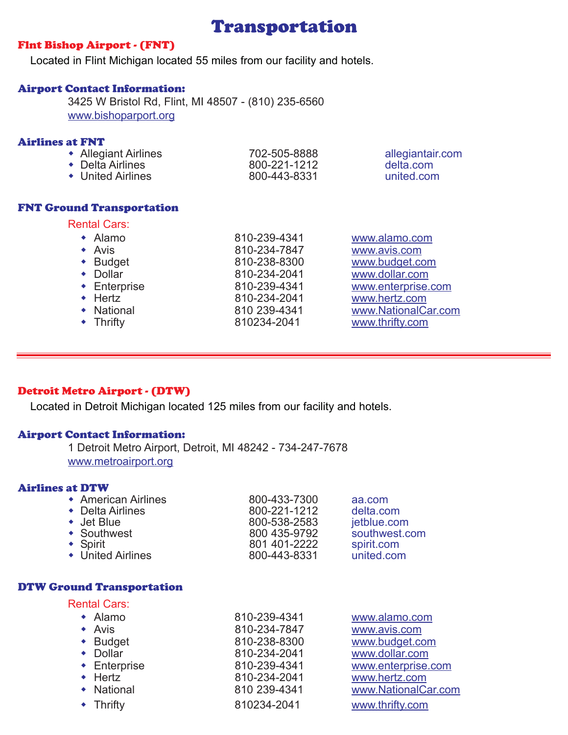# Transportation

## Flnt Bishop Airport - (FNT)

Located in Flint Michigan located 55 miles from our facility and hotels.

### Airport Contact Information:

3425 W Bristol Rd, Flint, MI 48507 - (810) 235-6560
www.bishoparport.org

### Airlines at FNT

| | | |
|---|---|---|
| Allegiant Airlines | 702-505-8888 | allegiantair.com |
| Delta Airlines | 800-221-1212 | delta.com |
| United Airlines | 800-443-8331 | united.com |

### FNT Ground Transportation

Rental Cars:

| | | |
|---|---|---|
| Alamo | 810-239-4341 | www.alamo.com |
| Avis | 810-234-7847 | www.avis.com |
| Budget | 810-238-8300 | www.budget.com |
| Dollar | 810-234-2041 | www.dollar.com |
| Enterprise | 810-239-4341 | www.enterprise.com |
| Hertz | 810-234-2041 | www.hertz.com |
| National | 810 239-4341 | www.NationalCar.com |
| Thrifty | 810234-2041 | www.thrifty.com |

---

## Detroit Metro Airport - (DTW)

Located in Detroit Michigan located 125 miles from our facility and hotels.

### Airport Contact Information:

1 Detroit Metro Airport, Detroit, MI 48242 - 734-247-7678
www.metroairport.org

### Airlines at DTW

| | | |
|---|---|---|
| American Airlines | 800-433-7300 | aa.com |
| Delta Airlines | 800-221-1212 | delta.com |
| Jet Blue | 800-538-2583 | jetblue.com |
| Southwest | 800 435-9792 | southwest.com |
| Spirit | 801 401-2222 | spirit.com |
| United Airlines | 800-443-8331 | united.com |

### DTW Ground Transportation

Rental Cars:

| | | |
|---|---|---|
| Alamo | 810-239-4341 | www.alamo.com |
| Avis | 810-234-7847 | www.avis.com |
| Budget | 810-238-8300 | www.budget.com |
| Dollar | 810-234-2041 | www.dollar.com |
| Enterprise | 810-239-4341 | www.enterprise.com |
| Hertz | 810-234-2041 | www.hertz.com |
| National | 810 239-4341 | www.NationalCar.com |
| Thrifty | 810234-2041 | www.thrifty.com |